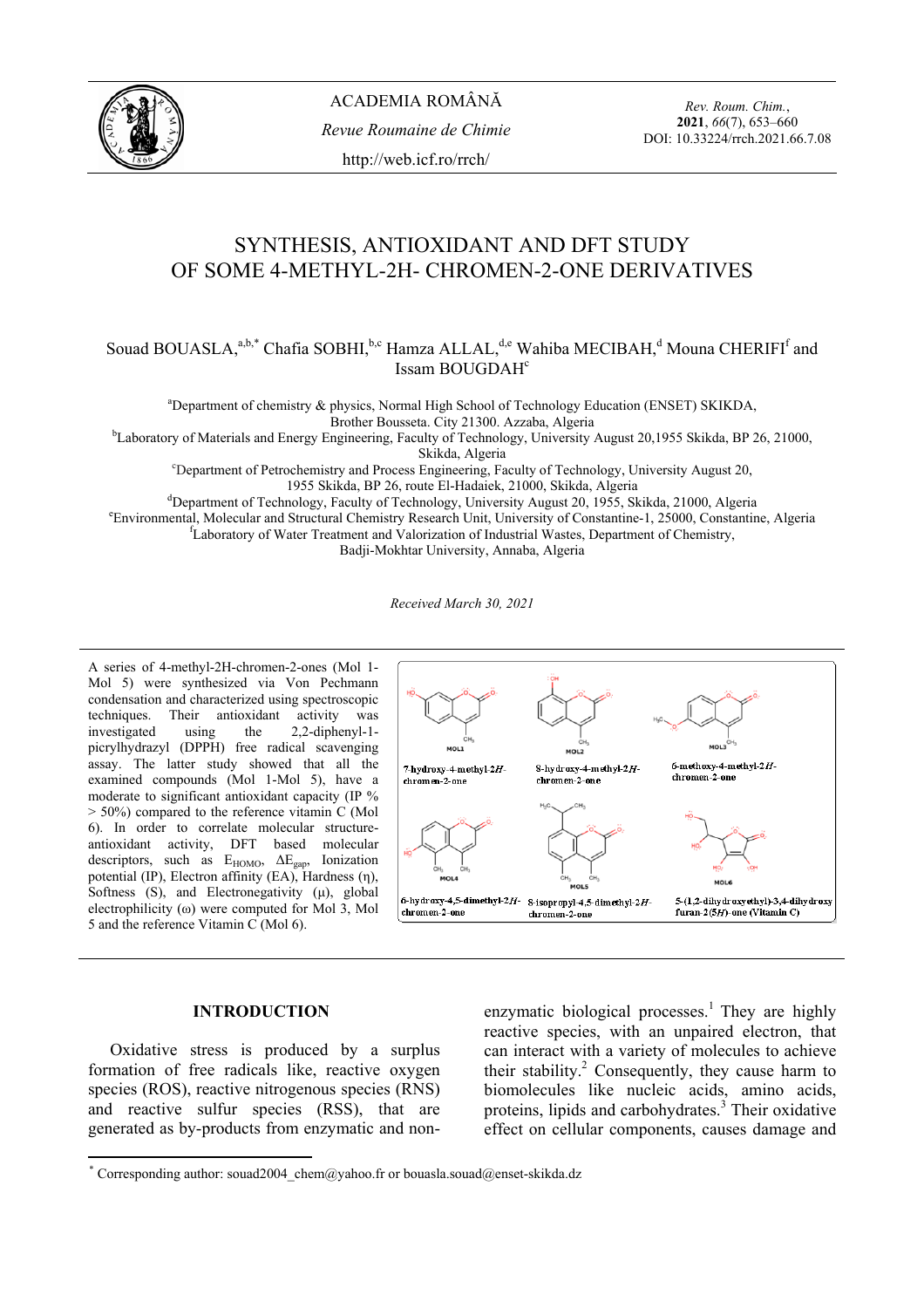# SYNTHESIS, ANTIOXIDANT AND DFT STUDY OF SOME 4-METHYL-2H- CHROMEN-2-ONE DERIVATIVES

Souad BOUASLA,[a,b,*] Chafia SOBHI,[b,c] Hamza ALLAL,[d,e] Wahiba MECIBAH,[d] Mouna CHERIFI[f] and Issam BOUGDAH[c]

[a]Department of chemistry & physics, Normal High School of Technology Education (ENSET) SKIKDA, Brother Bousseta. City 21300. Azzaba, Algeria
[b]Laboratory of Materials and Energy Engineering, Faculty of Technology, University August 20,1955 Skikda, BP 26, 21000, Skikda, Algeria
[c]Department of Petrochemistry and Process Engineering, Faculty of Technology, University August 20, 1955 Skikda, BP 26, route El-Hadaiek, 21000, Skikda, Algeria
[d]Department of Technology, Faculty of Technology, University August 20, 1955, Skikda, 21000, Algeria
[e]Environmental, Molecular and Structural Chemistry Research Unit, University of Constantine-1, 25000, Constantine, Algeria
[f]Laboratory of Water Treatment and Valorization of Industrial Wastes, Department of Chemistry, Badji-Mokhtar University, Annaba, Algeria

*Received March 30, 2021*

A series of 4-methyl-2H-chromen-2-ones (Mol 1-Mol 5) were synthesized via Von Pechmann condensation and characterized using spectroscopic techniques. Their antioxidant activity was investigated using the 2,2-diphenyl-1-picrylhydrazyl (DPPH) free radical scavenging assay. The latter study showed that all the examined compounds (Mol 1-Mol 5), have a moderate to significant antioxidant capacity (IP % > 50%) compared to the reference vitamin C (Mol 6). In order to correlate molecular structure-antioxidant activity, DFT based molecular descriptors, such as $E_{HOMO}$, $\Delta E_{gap}$, Ionization potential (IP), Electron affinity (EA), Hardness (η), Softness (S), and Electronegativity (μ), global electrophilicity (ω) were computed for Mol 3, Mol 5 and the reference Vitamin C (Mol 6).

MOL1: 7-hydroxy-4-methyl-2*H*-chromen-2-one; MOL2: 8-hydroxy-4-methyl-2*H*-chromen-2-one; MOL3: 6-methoxy-4-methyl-2*H*-chromen-2-one; MOL4: 6-hydroxy-4,5-dimethyl-2*H*-chromen-2-one; MOL5: 8-isopropyl-4,5-dimethyl-2*H*-chromen-2-one; MOL6: 5-(1,2-dihydroxyethyl)-3,4-dihydroxy furan-2(5*H*)-one (Vitamin C)

## INTRODUCTION

Oxidative stress is produced by a surplus formation of free radicals like, reactive oxygen species (ROS), reactive nitrogenous species (RNS) and reactive sulfur species (RSS), that are generated as by-products from enzymatic and non-enzymatic biological processes.[1] They are highly reactive species, with an unpaired electron, that can interact with a variety of molecules to achieve their stability.[2] Consequently, they cause harm to biomolecules like nucleic acids, amino acids, proteins, lipids and carbohydrates.[3] Their oxidative effect on cellular components, causes damage and

[*] Corresponding author: souad2004_chem@yahoo.fr or bouasla.souad@enset-skikda.dz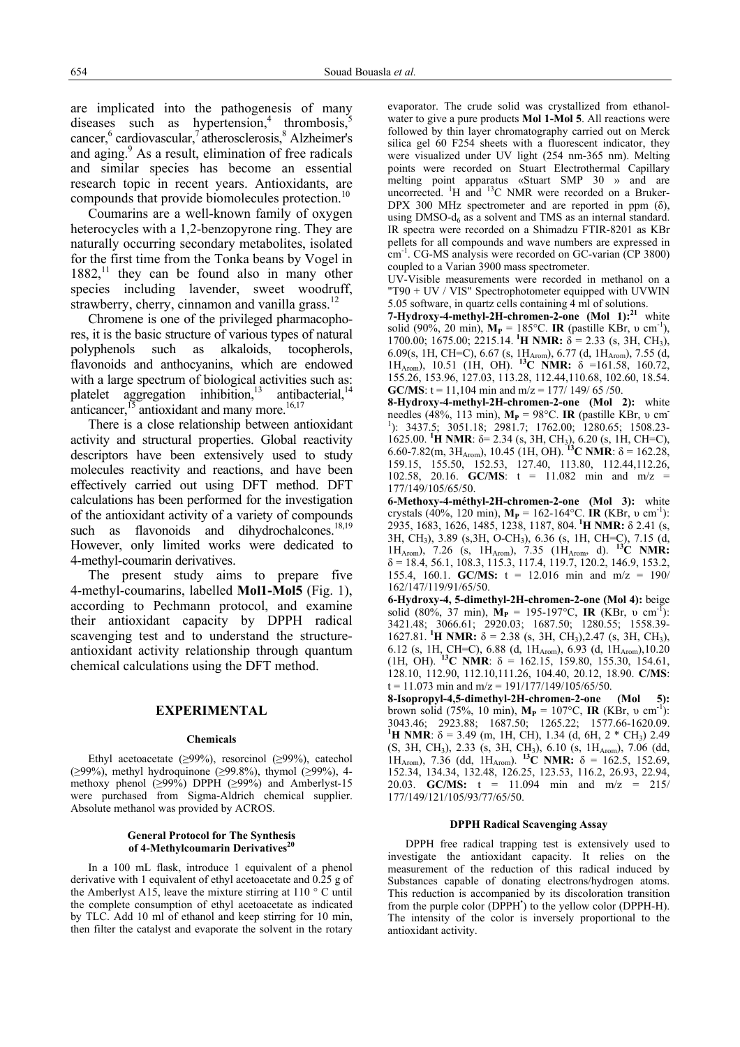are implicated into the pathogenesis of many diseases such as hypertension,[4] thrombosis,[5] cancer,[6] cardiovascular,[7] atherosclerosis,[8] Alzheimer's and aging.[9] As a result, elimination of free radicals and similar species has become an essential research topic in recent years. Antioxidants, are compounds that provide biomolecules protection.[10]

Coumarins are a well-known family of oxygen heterocycles with a 1,2-benzopyrone ring. They are naturally occurring secondary metabolites, isolated for the first time from the Tonka beans by Vogel in 1882,[11] they can be found also in many other species including lavender, sweet woodruff, strawberry, cherry, cinnamon and vanilla grass.[12]

Chromene is one of the privileged pharmacophores, it is the basic structure of various types of natural polyphenols such as alkaloids, tocopherols, flavonoids and anthocyanins, which are endowed with a large spectrum of biological activities such as: platelet aggregation inhibition,[13] antibacterial,[14] anticancer,[15] antioxidant and many more.[16,17]

There is a close relationship between antioxidant activity and structural properties. Global reactivity descriptors have been extensively used to study molecules reactivity and reactions, and have been effectively carried out using DFT method. DFT calculations has been performed for the investigation of the antioxidant activity of a variety of compounds such as flavonoids and dihydrochalcones.[18,19] However, only limited works were dedicated to 4-methyl-coumarin derivatives.

The present study aims to prepare five 4-methyl-coumarins, labelled **Mol1-Mol5** (Fig. 1), according to Pechmann protocol, and examine their antioxidant capacity by DPPH radical scavenging test and to understand the structure-antioxidant activity relationship through quantum chemical calculations using the DFT method.

## EXPERIMENTAL

### Chemicals

Ethyl acetoacetate (≥99%), resorcinol (≥99%), catechol (≥99%), methyl hydroquinone (≥99.8%), thymol (≥99%), 4-methoxy phenol (≥99%) DPPH (≥99%) and Amberlyst-15 were purchased from Sigma-Aldrich chemical supplier. Absolute methanol was provided by ACROS.

### General Protocol for The Synthesis of 4-Methylcoumarin Derivatives[20]

In a 100 mL flask, introduce 1 equivalent of a phenol derivative with 1 equivalent of ethyl acetoacetate and 0.25 g of the Amberlyst A15, leave the mixture stirring at 110 ° C until the complete consumption of ethyl acetoacetate as indicated by TLC. Add 10 ml of ethanol and keep stirring for 10 min, then filter the catalyst and evaporate the solvent in the rotary evaporator. The crude solid was crystallized from ethanol-water to give a pure products **Mol 1-Mol 5**. All reactions were followed by thin layer chromatography carried out on Merck silica gel 60 F254 sheets with a fluorescent indicator, they were visualized under UV light (254 nm-365 nm). Melting points were recorded on Stuart Electrothermal Capillary melting point apparatus «Stuart SMP 30 » and are uncorrected. $^1$H and $^{13}$C NMR were recorded on a Bruker-DPX 300 MHz spectrometer and are reported in ppm (δ), using DMSO-$d_6$ as a solvent and TMS as an internal standard. IR spectra were recorded on a Shimadzu FTIR-8201 as KBr pellets for all compounds and wave numbers are expressed in cm$^{-1}$. CG-MS analysis were recorded on GC-varian (CP 3800) coupled to a Varian 3900 mass spectrometer.

UV-Visible measurements were recorded in methanol on a "T90 + UV / VIS" Spectrophotometer equipped with UVWIN 5.05 software, in quartz cells containing 4 ml of solutions.

**7-Hydroxy-4-methyl-2H-chromen-2-one (Mol 1):**[21] white solid (90%, 20 min), $\mathbf{M_P}$ = 185°C. **IR** (pastille KBr, υ cm$^{-1}$), 1700.00; 1675.00; 2215.14. **$^1$H NMR:** δ = 2.33 (s, 3H, CH$_3$), 6.09(s, 1H, CH=C), 6.67 (s, 1H$_{Arom}$), 6.77 (d, 1H$_{Arom}$), 7.55 (d, 1H$_{Arom}$), 10.51 (1H, OH). **$^{13}$C NMR:** δ =161.58, 160.72, 155.26, 153.96, 127.03, 113.28, 112.44,110.68, 102.60, 18.54. **GC/MS**: t = 11,104 min and m/z = 177/ 149/ 65 /50.

**8-Hydroxy-4-methyl-2H-chromen-2-one (Mol 2):** white needles (48%, 113 min), $\mathbf{M_P}$ = 98°C. **IR** (pastille KBr, υ cm$^{-1}$): 3437.5; 3051.18; 2981.7; 1762.00; 1280.65; 1508.23-1625.00. **$^1$H NMR**: δ= 2.34 (s, 3H, CH$_3$), 6.20 (s, 1H, CH=C), 6.60-7.82(m, 3H$_{Arom}$), 10.45 (1H, OH). **$^{13}$C NMR**: δ = 162.28, 159.15, 155.50, 152.53, 127.40, 113.80, 112.44,112.26, 102.58, 20.16. **GC/MS**: t = 11.082 min and m/z = 177/149/105/65/50.

**6-Methoxy-4-méthyl-2H-chromen-2-one (Mol 3):** white crystals (40%, 120 min), $\mathbf{M_P}$ = 162-164°C. **IR** (KBr, υ cm$^{-1}$): 2935, 1683, 1626, 1485, 1238, 1187, 804. **$^1$H NMR:** δ 2.41 (s, 3H, CH$_3$), 3.89 (s,3H, O-CH$_3$), 6.36 (s, 1H, CH=C), 7.15 (d, 1H$_{Arom}$), 7.26 (s, 1H$_{Arom}$), 7.35 (1H$_{Arom}$, d). **$^{13}$C NMR:** δ = 18.4, 56.1, 108.3, 115.3, 117.4, 119.7, 120.2, 146.9, 153.2, 155.4, 160.1. **GC/MS:** t = 12.016 min and m/z = 190/ 162/147/119/91/65/50.

**6-Hydroxy-4, 5-dimethyl-2H-chromen-2-one (Mol 4):** beige solid (80%, 37 min), $\mathbf{M_P}$ = 195-197°C, **IR** (KBr, υ cm$^{-1}$): 3421.48; 3066.61; 2920.03; 1687.50; 1280.55; 1558.39-1627.81. **$^1$H NMR:** δ = 2.38 (s, 3H, CH$_3$),2.47 (s, 3H, CH$_3$), 6.12 (s, 1H, CH=C), 6.88 (d, 1H$_{Arom}$), 6.93 (d, 1H$_{Arom}$),10.20 (1H, OH). **$^{13}$C NMR**: δ = 162.15, 159.80, 155.30, 154.61, 128.10, 112.90, 112.10,111.26, 104.40, 20.12, 18.90. **C/MS**: t = 11.073 min and m/z = 191/177/149/105/65/50.

**8-Isopropyl-4,5-dimethyl-2H-chromen-2-one (Mol 5):** brown solid (75%, 10 min), $\mathbf{M_P}$ = 107°C, **IR** (KBr, υ cm$^{-1}$): 3043.46; 2923.88; 1687.50; 1265.22; 1577.66-1620.09. **$^1$H NMR**: δ = 3.49 (m, 1H, CH), 1.34 (d, 6H, 2 * CH$_3$) 2.49 (S, 3H, CH$_3$), 2.33 (s, 3H, CH$_3$), 6.10 (s, 1H$_{Arom}$), 7.06 (dd, 1H$_{Arom}$), 7.36 (dd, 1H$_{Arom}$). **$^{13}$C NMR:** δ = 162.5, 152.69, 152.34, 134.34, 132.48, 126.25, 123.53, 116.2, 26.93, 22.94, 20.03. **GC/MS:** t = 11.094 min and m/z = 215/ 177/149/121/105/93/77/65/50.

### DPPH Radical Scavenging Assay

DPPH free radical trapping test is extensively used to investigate the antioxidant capacity. It relies on the measurement of the reduction of this radical induced by Substances capable of donating electrons/hydrogen atoms. This reduction is accompanied by its discoloration transition from the purple color (DPPH$^•$) to the yellow color (DPPH-H). The intensity of the color is inversely proportional to the antioxidant activity.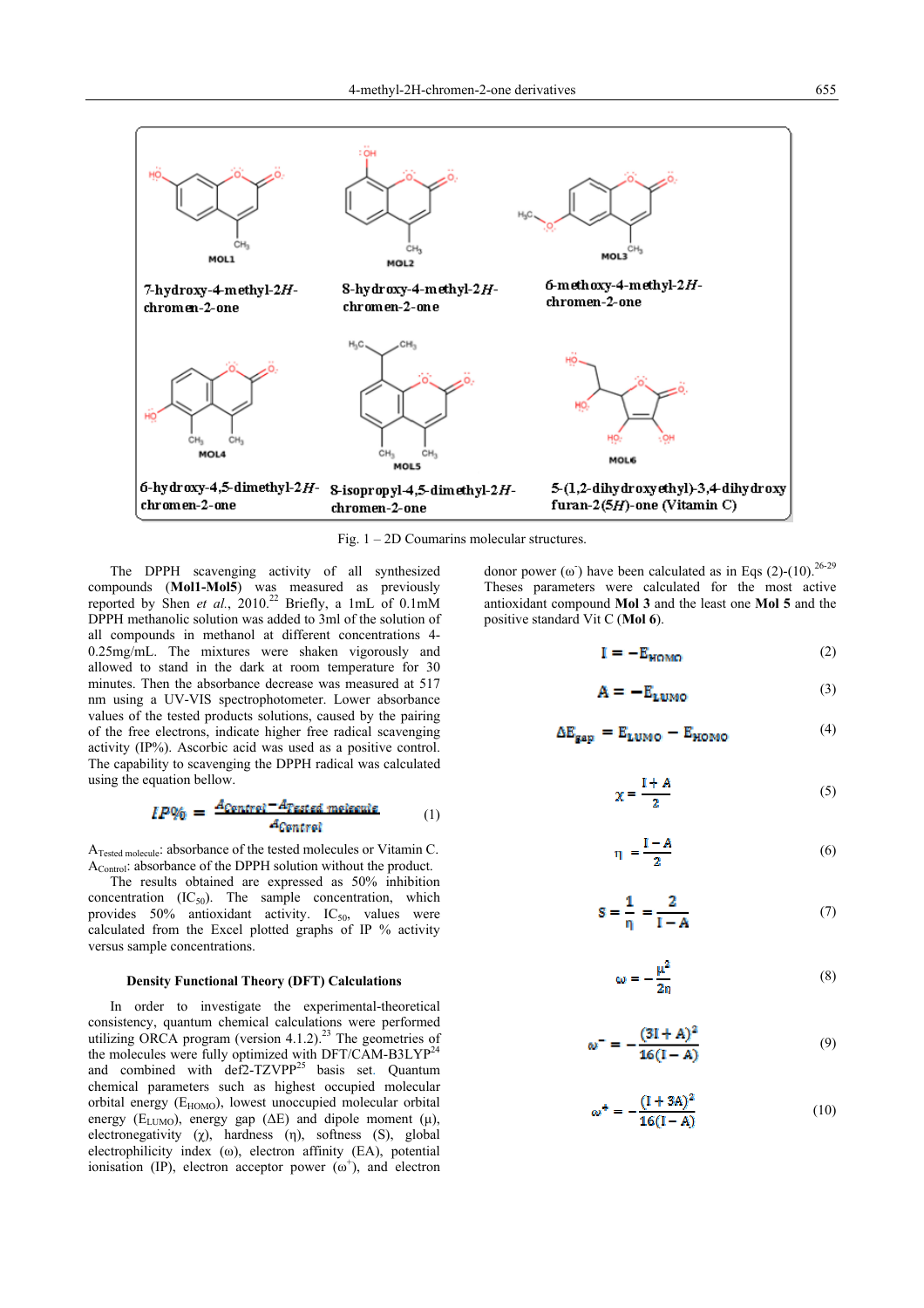MOL1

7-hydroxy-4-methyl-2*H*-chromen-2-one

MOL2

8-hydroxy-4-methyl-2*H*-chromen-2-one

MOL3

6-methoxy-4-methyl-2*H*-chromen-2-one

MOL4

6-hydroxy-4,5-dimethyl-2*H*-chromen-2-one

MOL5

8-isopropyl-4,5-dimethyl-2*H*-chromen-2-one

MOL6

5-(1,2-dihydroxyethyl)-3,4-dihydroxy furan-2(5*H*)-one (Vitamin C)

Fig. 1 – 2D Coumarins molecular structures.

The DPPH scavenging activity of all synthesized compounds (**Mol1-Mol5**) was measured as previously reported by Shen *et al.*, 2010.[22] Briefly, a 1mL of 0.1mM DPPH methanolic solution was added to 3ml of the solution of all compounds in methanol at different concentrations 4-0.25mg/mL. The mixtures were shaken vigorously and allowed to stand in the dark at room temperature for 30 minutes. Then the absorbance decrease was measured at 517 nm using a UV-VIS spectrophotometer. Lower absorbance values of the tested products solutions, caused by the pairing of the free electrons, indicate higher free radical scavenging activity (IP%). Ascorbic acid was used as a positive control. The capability to scavenging the DPPH radical was calculated using the equation bellow.

$$IP\% = \frac{A_{Control} - A_{Tested\ molecule}}{A_{Control}} \quad (1)$$

$A_{Tested\ molecule}$: absorbance of the tested molecules or Vitamin C.
$A_{Control}$: absorbance of the DPPH solution without the product.

The results obtained are expressed as 50% inhibition concentration ($IC_{50}$). The sample concentration, which provides 50% antioxidant activity. $IC_{50}$, values were calculated from the Excel plotted graphs of IP % activity versus sample concentrations.

### Density Functional Theory (DFT) Calculations

In order to investigate the experimental-theoretical consistency, quantum chemical calculations were performed utilizing ORCA program (version 4.1.2).[23] The geometries of the molecules were fully optimized with DFT/CAM-B3LYP[24] and combined with def2-TZVPP[25] basis set. Quantum chemical parameters such as highest occupied molecular orbital energy ($E_{HOMO}$), lowest unoccupied molecular orbital energy ($E_{LUMO}$), energy gap (ΔE) and dipole moment (μ), electronegativity (χ), hardness (η), softness (S), global electrophilicity index (ω), electron affinity (EA), potential ionisation (IP), electron acceptor power ($\omega^{+}$), and electron donor power ($\omega^{-}$) have been calculated as in Eqs (2)-(10).[26-29] Theses parameters were calculated for the most active antioxidant compound **Mol 3** and the least one **Mol 5** and the positive standard Vit C (**Mol 6**).

$$I = -E_{HOMO} \quad (2)$$

$$A = -E_{LUMO} \quad (3)$$

$$\Delta E_{gap} = E_{LUMO} - E_{HOMO} \quad (4)$$

$$\chi = \frac{I + A}{2} \quad (5)$$

$$\eta = \frac{I - A}{2} \quad (6)$$

$$S = \frac{1}{\eta} = \frac{2}{I - A} \quad (7)$$

$$\omega = -\frac{\mu^2}{2\eta} \quad (8)$$

$$\omega^- = -\frac{(3I + A)^2}{16(I - A)} \quad (9)$$

$$\omega^+ = -\frac{(I + 3A)^2}{16(I - A)} \quad (10)$$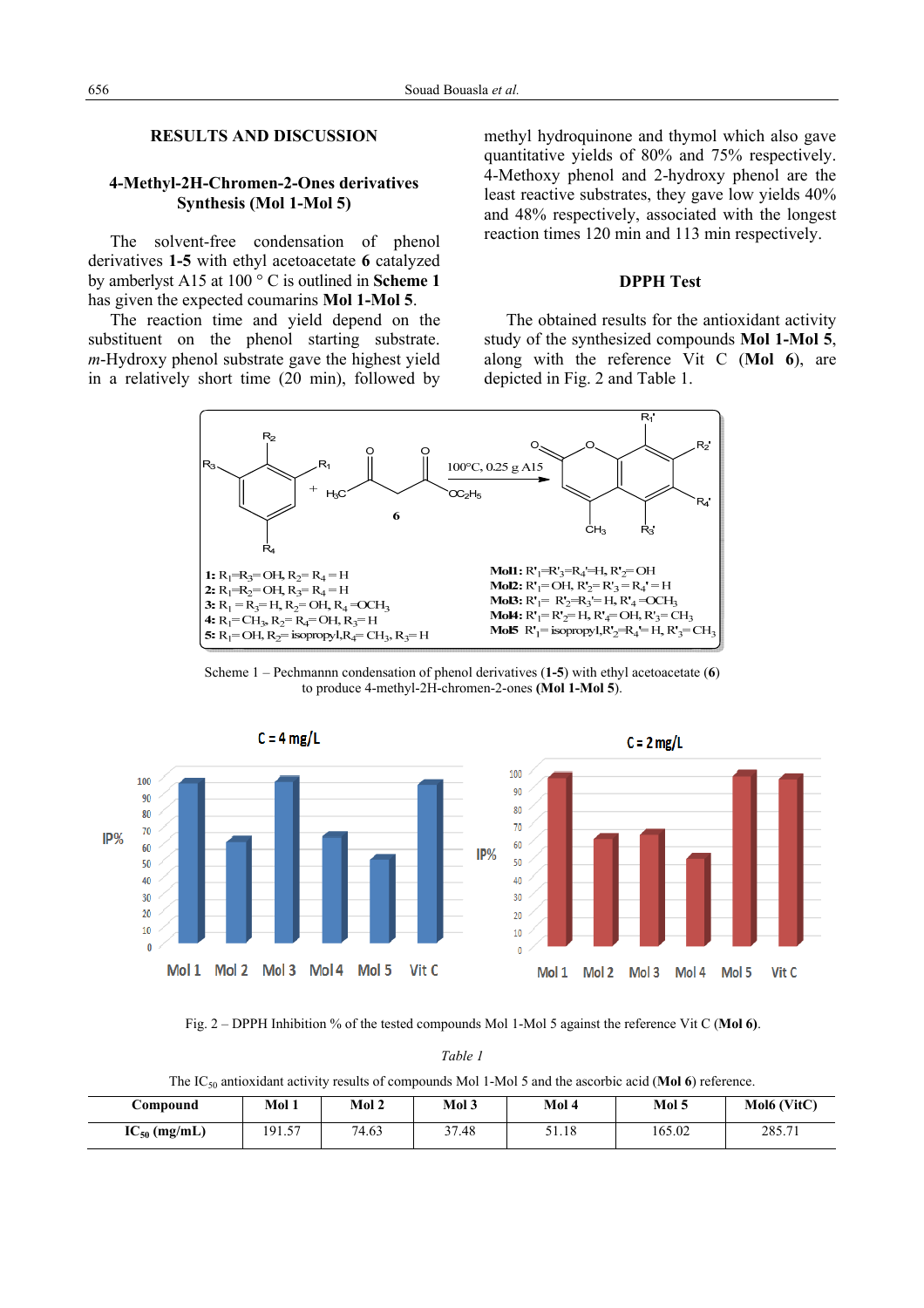## RESULTS AND DISCUSSION

### 4-Methyl-2H-Chromen-2-Ones derivatives Synthesis (Mol 1-Mol 5)

The solvent-free condensation of phenol derivatives **1-5** with ethyl acetoacetate **6** catalyzed by amberlyst A15 at 100 ° C is outlined in **Scheme 1** has given the expected coumarins **Mol 1-Mol 5**.

The reaction time and yield depend on the substituent on the phenol starting substrate. *m*-Hydroxy phenol substrate gave the highest yield in a relatively short time (20 min), followed by methyl hydroquinone and thymol which also gave quantitative yields of 80% and 75% respectively. 4-Methoxy phenol and 2-hydroxy phenol are the least reactive substrates, they gave low yields 40% and 48% respectively, associated with the longest reaction times 120 min and 113 min respectively.

### DPPH Test

The obtained results for the antioxidant activity study of the synthesized compounds **Mol 1-Mol 5**, along with the reference Vit C (**Mol 6**), are depicted in Fig. 2 and Table 1.

**1:** $R_1$=$R_3$= OH, $R_2$= $R_4$ = H
**2:** $R_1$=$R_2$= OH, $R_3$= $R_4$ = H
**3:** $R_1$ = $R_3$= H, $R_2$= OH, $R_4$ =$OCH_3$
**4:** $R_1$= $CH_3$, $R_2$= $R_4$= OH, $R_3$= H
**5:** $R_1$= OH, $R_2$= isopropyl, $R_4$= $CH_3$, $R_3$= H

**Mol1:** $R'_1$=$R'_3$=$R'_4$=H, $R'_2$= OH
**Mol2:** $R'_1$= OH, $R'_2$= $R'_3$ = $R'_4$ = H
**Mol3:** $R'_1$= $R'_2$=$R'_3$= H, $R'_4$ =$OCH_3$
**Mol4:** $R'_1$= $R'_2$= H, $R'_4$= OH, $R'_3$= $CH_3$
**Mol5** $R'_1$= isopropyl, $R'_2$=$R'_4$= H, $R'_3$= $CH_3$

Scheme 1 – Pechmannn condensation of phenol derivatives (**1-5**) with ethyl acetoacetate (**6**) to produce 4-methyl-2H-chromen-2-ones (**Mol 1-Mol 5**).

Fig. 2 – DPPH Inhibition % of the tested compounds Mol 1-Mol 5 against the reference Vit C (**Mol 6**).

*Table 1*

The $IC_{50}$ antioxidant activity results of compounds Mol 1-Mol 5 and the ascorbic acid (**Mol 6**) reference.

| Compound | Mol 1 | Mol 2 | Mol 3 | Mol 4 | Mol 5 | Mol6 (VitC) |
|---|---|---|---|---|---|---|
| $IC_{50}$ (mg/mL) | 191.57 | 74.63 | 37.48 | 51.18 | 165.02 | 285.71 |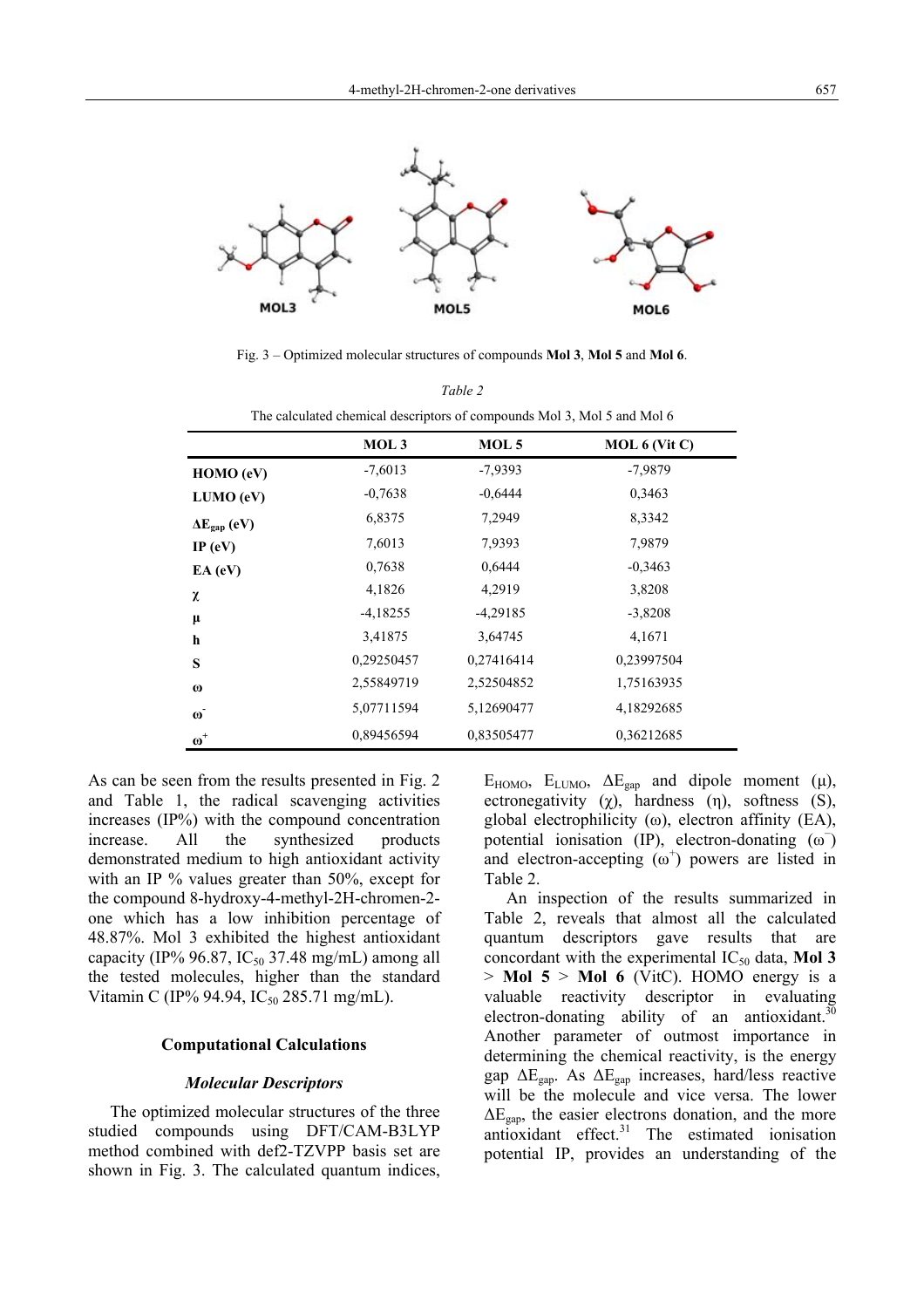Fig. 3 – Optimized molecular structures of compounds **Mol 3**, **Mol 5** and **Mol 6**.

*Table 2*

The calculated chemical descriptors of compounds Mol 3, Mol 5 and Mol 6

| | MOL 3 | MOL 5 | MOL 6 (Vit C) |
|---|---|---|---|
| **HOMO (eV)** | -7,6013 | -7,9393 | -7,9879 |
| **LUMO (eV)** | -0,7638 | -0,6444 | 0,3463 |
| **$\Delta E_{gap}$ (eV)** | 6,8375 | 7,2949 | 8,3342 |
| **IP (eV)** | 7,6013 | 7,9393 | 7,9879 |
| **EA (eV)** | 0,7638 | 0,6444 | -0,3463 |
| **$\chi$** | 4,1826 | 4,2919 | 3,8208 |
| **$\mu$** | -4,18255 | -4,29185 | -3,8208 |
| **h** | 3,41875 | 3,64745 | 4,1671 |
| **S** | 0,29250457 | 0,27416414 | 0,23997504 |
| **$\omega$** | 2,55849719 | 2,52504852 | 1,75163935 |
| **$\omega^-$** | 5,07711594 | 5,12690477 | 4,18292685 |
| **$\omega^+$** | 0,89456594 | 0,83505477 | 0,36212685 |

As can be seen from the results presented in Fig. 2 and Table 1, the radical scavenging activities increases (IP%) with the compound concentration increase. All the synthesized products demonstrated medium to high antioxidant activity with an IP % values greater than 50%, except for the compound 8-hydroxy-4-methyl-2H-chromen-2-one which has a low inhibition percentage of 48.87%. Mol 3 exhibited the highest antioxidant capacity (IP% 96.87, $IC_{50}$ 37.48 mg/mL) among all the tested molecules, higher than the standard Vitamin C (IP% 94.94, $IC_{50}$ 285.71 mg/mL).

## Computational Calculations

### *Molecular Descriptors*

The optimized molecular structures of the three studied compounds using DFT/CAM-B3LYP method combined with def2-TZVPP basis set are shown in Fig. 3. The calculated quantum indices, $E_{HOMO}$, $E_{LUMO}$, $\Delta E_{gap}$ and dipole moment ($\mu$), ectronegativity ($\chi$), hardness ($\eta$), softness (S), global electrophilicity ($\omega$), electron affinity (EA), potential ionisation (IP), electron-donating ($\omega^-$) and electron-accepting ($\omega^+$) powers are listed in Table 2.

An inspection of the results summarized in Table 2, reveals that almost all the calculated quantum descriptors gave results that are concordant with the experimental $IC_{50}$ data, **Mol 3** > **Mol 5** > **Mol 6** (VitC). HOMO energy is a valuable reactivity descriptor in evaluating electron-donating ability of an antioxidant.[30] Another parameter of outmost importance in determining the chemical reactivity, is the energy gap $\Delta E_{gap}$. As $\Delta E_{gap}$ increases, hard/less reactive will be the molecule and vice versa. The lower $\Delta E_{gap}$, the easier electrons donation, and the more antioxidant effect.[31] The estimated ionisation potential IP, provides an understanding of the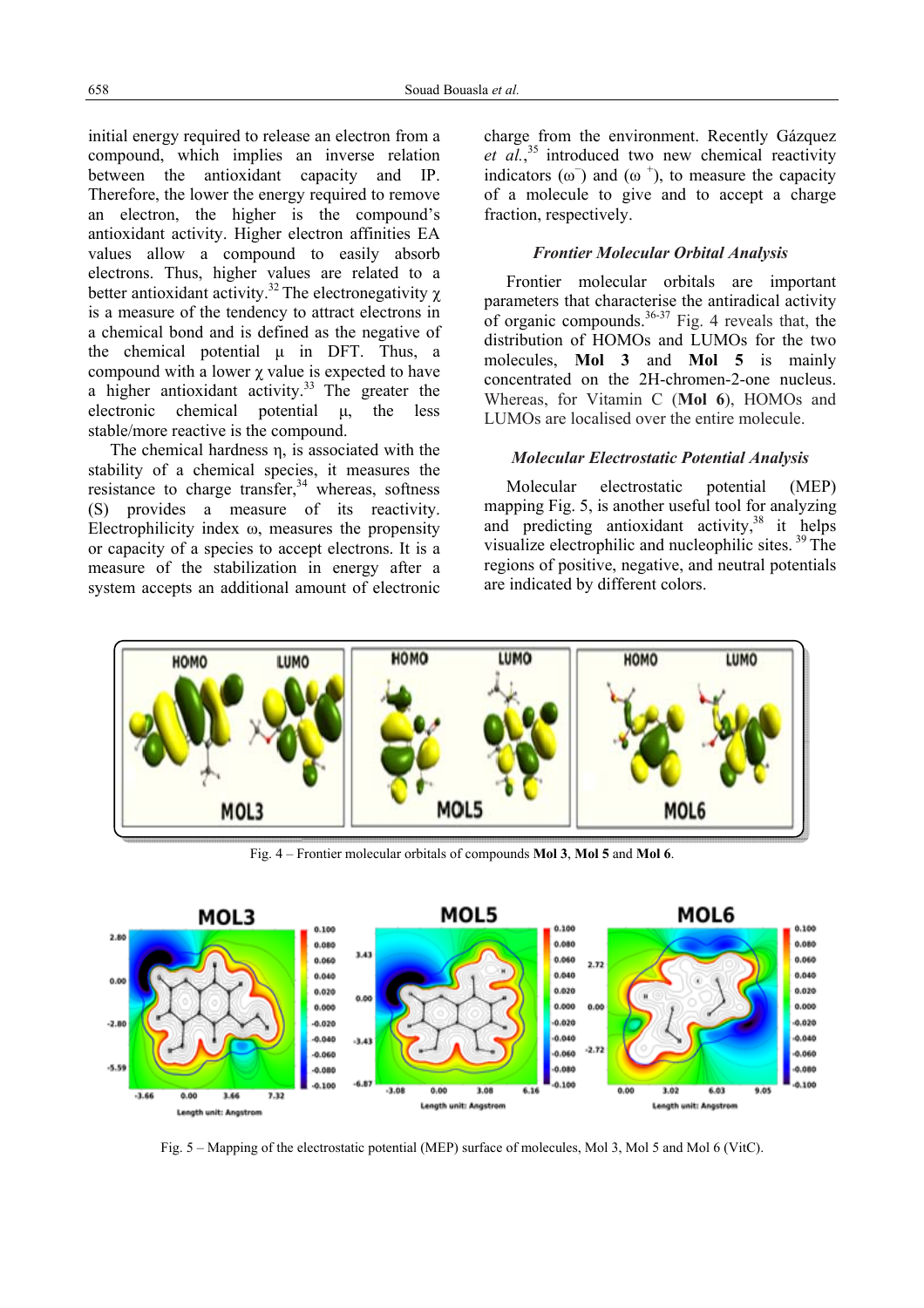initial energy required to release an electron from a compound, which implies an inverse relation between the antioxidant capacity and IP. Therefore, the lower the energy required to remove an electron, the higher is the compound's antioxidant activity. Higher electron affinities EA values allow a compound to easily absorb electrons. Thus, higher values are related to a better antioxidant activity.[32] The electronegativity $\chi$ is a measure of the tendency to attract electrons in a chemical bond and is defined as the negative of the chemical potential $\mu$ in DFT. Thus, a compound with a lower $\chi$ value is expected to have a higher antioxidant activity.[33] The greater the electronic chemical potential $\mu$, the less stable/more reactive is the compound.

The chemical hardness $\eta$, is associated with the stability of a chemical species, it measures the resistance to charge transfer,[34] whereas, softness (S) provides a measure of its reactivity. Electrophilicity index $\omega$, measures the propensity or capacity of a species to accept electrons. It is a measure of the stabilization in energy after a system accepts an additional amount of electronic charge from the environment. Recently Gázquez *et al.*,[35] introduced two new chemical reactivity indicators ($\omega^{-}$) and ($\omega^{+}$), to measure the capacity of a molecule to give and to accept a charge fraction, respectively.

### *Frontier Molecular Orbital Analysis*

Frontier molecular orbitals are important parameters that characterise the antiradical activity of organic compounds.[36-37] Fig. 4 reveals that, the distribution of HOMOs and LUMOs for the two molecules, **Mol 3** and **Mol 5** is mainly concentrated on the 2H-chromen-2-one nucleus. Whereas, for Vitamin C (**Mol 6**), HOMOs and LUMOs are localised over the entire molecule.

### *Molecular Electrostatic Potential Analysis*

Molecular electrostatic potential (MEP) mapping Fig. 5, is another useful tool for analyzing and predicting antioxidant activity,[38] it helps visualize electrophilic and nucleophilic sites.[39] The regions of positive, negative, and neutral potentials are indicated by different colors.

Fig. 4 – Frontier molecular orbitals of compounds **Mol 3**, **Mol 5** and **Mol 6**.

Fig. 5 – Mapping of the electrostatic potential (MEP) surface of molecules, Mol 3, Mol 5 and Mol 6 (VitC).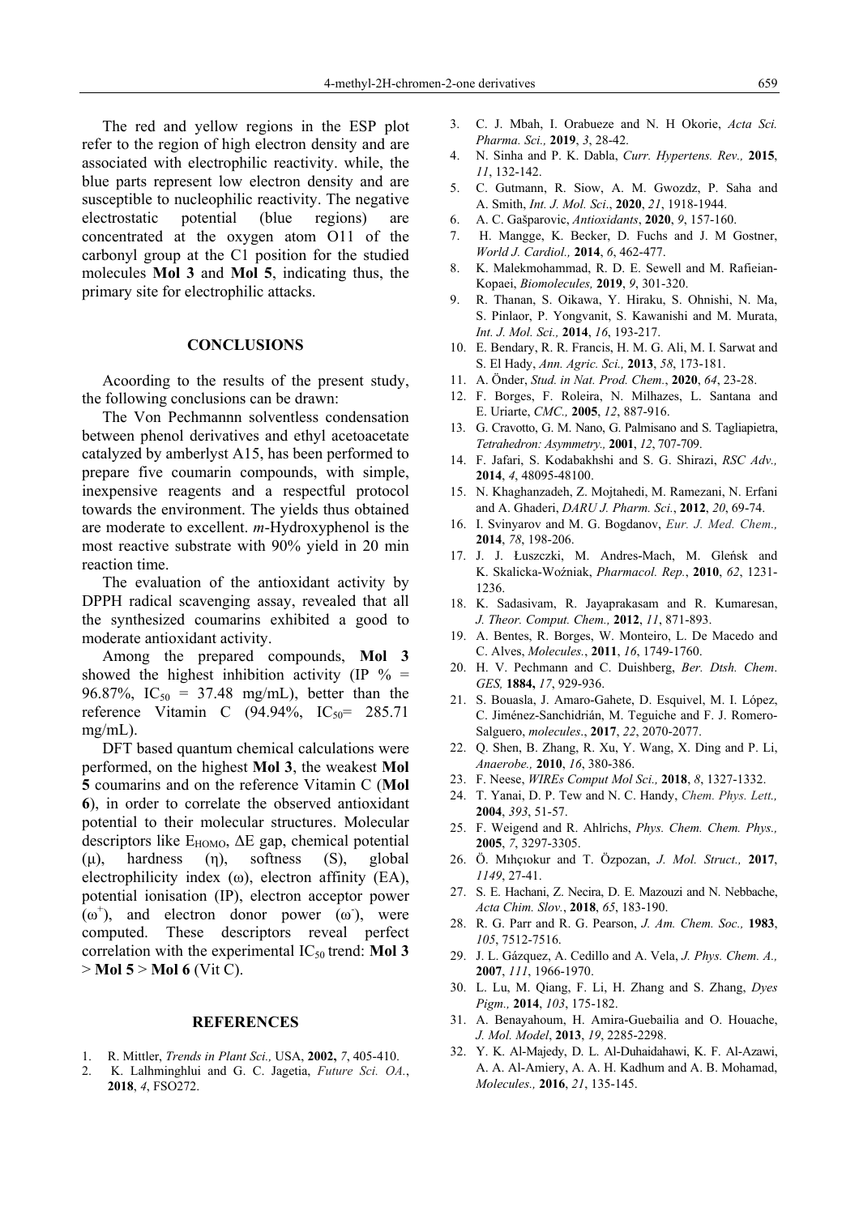The red and yellow regions in the ESP plot refer to the region of high electron density and are associated with electrophilic reactivity. while, the blue parts represent low electron density and are susceptible to nucleophilic reactivity. The negative electrostatic potential (blue regions) are concentrated at the oxygen atom O11 of the carbonyl group at the C1 position for the studied molecules **Mol 3** and **Mol 5**, indicating thus, the primary site for electrophilic attacks.

## CONCLUSIONS

Acoording to the results of the present study, the following conclusions can be drawn:

The Von Pechmannn solventless condensation between phenol derivatives and ethyl acetoacetate catalyzed by amberlyst A15, has been performed to prepare five coumarin compounds, with simple, inexpensive reagents and a respectful protocol towards the environment. The yields thus obtained are moderate to excellent. *m*-Hydroxyphenol is the most reactive substrate with 90% yield in 20 min reaction time.

The evaluation of the antioxidant activity by DPPH radical scavenging assay, revealed that all the synthesized coumarins exhibited a good to moderate antioxidant activity.

Among the prepared compounds, **Mol 3** showed the highest inhibition activity (IP % = 96.87%, $IC_{50}$ = 37.48 mg/mL), better than the reference Vitamin C (94.94%, $IC_{50}$= 285.71 mg/mL).

DFT based quantum chemical calculations were performed, on the highest **Mol 3**, the weakest **Mol 5** coumarins and on the reference Vitamin C (**Mol 6**), in order to correlate the observed antioxidant potential to their molecular structures. Molecular descriptors like $E_{HOMO}$, ΔE gap, chemical potential (μ), hardness (η), softness (S), global electrophilicity index (ω), electron affinity (EA), potential ionisation (IP), electron acceptor power ($\omega^+$), and electron donor power ($\omega^-$), were computed. These descriptors reveal perfect correlation with the experimental $IC_{50}$ trend: **Mol 3** > **Mol 5** > **Mol 6** (Vit C).

## REFERENCES

1. R. Mittler, *Trends in Plant Sci.,* USA, **2002,** *7*, 405-410.
2. K. Lalhminghlui and G. C. Jagetia, *Future Sci. OA.*, **2018**, *4*, FSO272.
3. C. J. Mbah, I. Orabueze and N. H Okorie, *Acta Sci. Pharma. Sci.,* **2019**, *3*, 28-42.
4. N. Sinha and P. K. Dabla, *Curr. Hypertens. Rev.,* **2015**, *11*, 132-142.
5. C. Gutmann, R. Siow, A. M. Gwozdz, P. Saha and A. Smith, *Int. J. Mol. Sci*., **2020**, *21*, 1918-1944.
6. A. C. Gašparovic, *Antioxidants*, **2020**, *9*, 157-160.
7. H. Mangge, K. Becker, D. Fuchs and J. M Gostner, *World J. Cardiol.,* **2014**, *6*, 462-477.
8. K. Malekmohammad, R. D. E. Sewell and M. Rafieian-Kopaei, *Biomolecules,* **2019**, *9*, 301-320.
9. R. Thanan, S. Oikawa, Y. Hiraku, S. Ohnishi, N. Ma, S. Pinlaor, P. Yongvanit, S. Kawanishi and M. Murata, *Int. J. Mol. Sci.,* **2014**, *16*, 193-217.
10. E. Bendary, R. R. Francis, H. M. G. Ali, M. I. Sarwat and S. El Hady, *Ann. Agric. Sci.,* **2013**, *58*, 173-181.
11. A. Önder, *Stud. in Nat. Prod. Chem.*, **2020**, *64*, 23-28.
12. F. Borges, F. Roleira, N. Milhazes, L. Santana and E. Uriarte, *CMC.,* **2005**, *12*, 887-916.
13. G. Cravotto, G. M. Nano, G. Palmisano and S. Tagliapietra, *Tetrahedron: Asymmetry.,* **2001**, *12*, 707-709.
14. F. Jafari, S. Kodabakhshi and S. G. Shirazi, *RSC Adv.,* **2014**, *4*, 48095-48100.
15. N. Khaghanzadeh, Z. Mojtahedi, M. Ramezani, N. Erfani and A. Ghaderi, *DARU J. Pharm. Sci.*, **2012**, *20*, 69-74.
16. I. Svinyarov and M. G. Bogdanov, *Eur. J. Med. Chem.,* **2014**, *78*, 198-206.
17. J. J. Łuszczki, M. Andres-Mach, M. Gleńsk and K. Skalicka-Woźniak, *Pharmacol. Rep.*, **2010**, *62*, 1231-1236.
18. K. Sadasivam, R. Jayaprakasam and R. Kumaresan, *J. Theor. Comput. Chem.,* **2012**, *11*, 871-893.
19. A. Bentes, R. Borges, W. Monteiro, L. De Macedo and C. Alves, *Molecules.*, **2011**, *16*, 1749-1760.
20. H. V. Pechmann and C. Duishberg, *Ber. Dtsh. Chem. GES,* **1884,** *17*, 929-936.
21. S. Bouasla, J. Amaro-Gahete, D. Esquivel, M. I. López, C. Jiménez-Sanchidrián, M. Teguiche and F. J. Romero-Salguero, *molecules*., **2017**, *22*, 2070-2077.
22. Q. Shen, B. Zhang, R. Xu, Y. Wang, X. Ding and P. Li, *Anaerobe.,* **2010**, *16*, 380-386.
23. F. Neese, *WIREs Comput Mol Sci.,* **2018**, *8*, 1327-1332.
24. T. Yanai, D. P. Tew and N. C. Handy, *Chem. Phys. Lett.,* **2004**, *393*, 51-57.
25. F. Weigend and R. Ahlrichs, *Phys. Chem. Chem. Phys.,* **2005**, *7*, 3297-3305.
26. Ö. Mıhçıokur and T. Özpozan, *J. Mol. Struct.,* **2017**, *1149*, 27-41.
27. S. E. Hachani, Z. Necira, D. E. Mazouzi and N. Nebbache, *Acta Chim. Slov.*, **2018**, *65*, 183-190.
28. R. G. Parr and R. G. Pearson, *J. Am. Chem. Soc.,* **1983**, *105*, 7512-7516.
29. J. L. Gázquez, A. Cedillo and A. Vela, *J. Phys. Chem. A.,* **2007**, *111*, 1966-1970.
30. L. Lu, M. Qiang, F. Li, H. Zhang and S. Zhang, *Dyes Pigm.,* **2014**, *103*, 175-182.
31. A. Benayahoum, H. Amira-Guebailia and O. Houache, *J. Mol. Model*, **2013**, *19*, 2285-2298.
32. Y. K. Al-Majedy, D. L. Al-Duhaidahawi, K. F. Al-Azawi, A. A. Al-Amiery, A. A. H. Kadhum and A. B. Mohamad, *Molecules.,* **2016**, *21*, 135-145.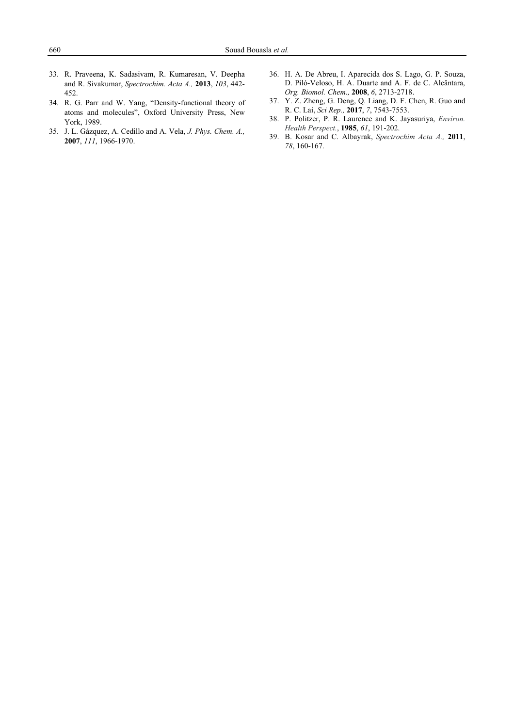33. R. Praveena, K. Sadasivam, R. Kumaresan, V. Deepha and R. Sivakumar, *Spectrochim. Acta A.,* **2013**, *103*, 442-452.
34. R. G. Parr and W. Yang, "Density-functional theory of atoms and molecules", Oxford University Press, New York, 1989.
35. J. L. Gázquez, A. Cedillo and A. Vela, *J. Phys. Chem. A.,* **2007**, *111*, 1966-1970.
36. H. A. De Abreu, I. Aparecida dos S. Lago, G. P. Souza, D. Piló-Veloso, H. A. Duarte and A. F. de C. Alcântara, *Org. Biomol. Chem.,* **2008**, *6*, 2713-2718.
37. Y. Z. Zheng, G. Deng, Q. Liang, D. F. Chen, R. Guo and R. C. Lai, *Sci Rep.,* **2017**, *7*, 7543-7553.
38. P. Politzer, P. R. Laurence and K. Jayasuriya, *Environ. Health Perspect.*, **1985**, *61*, 191-202.
39. B. Kosar and C. Albayrak, *Spectrochim Acta A.,* **2011**, *78*, 160-167.